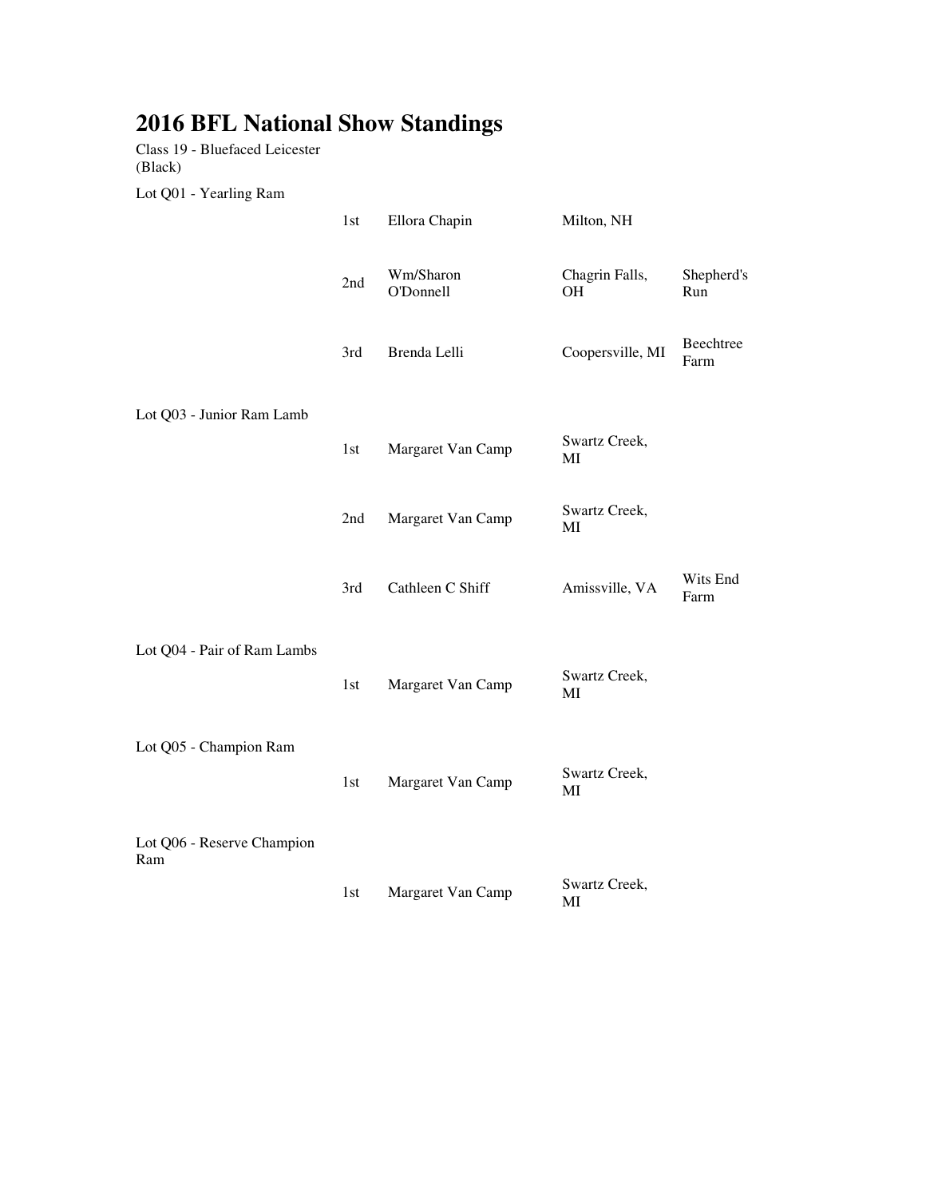# 2016 BFL National Show Standings

Class 19 - Bluefaced Leicester (Black)

Lot Q01 - Yearling Ram

| Place | Name | Location | Farm |
|---|---|---|---|
| 1st | Ellora Chapin | Milton, NH | |
| 2nd | Wm/Sharon O'Donnell | Chagrin Falls, OH | Shepherd's Run |
| 3rd | Brenda Lelli | Coopersville, MI | Beechtree Farm |

Lot Q03 - Junior Ram Lamb

| Place | Name | Location | Farm |
|---|---|---|---|
| 1st | Margaret Van Camp | Swartz Creek, MI | |
| 2nd | Margaret Van Camp | Swartz Creek, MI | |
| 3rd | Cathleen C Shiff | Amissville, VA | Wits End Farm |

Lot Q04 - Pair of Ram Lambs

| Place | Name | Location | Farm |
|---|---|---|---|
| 1st | Margaret Van Camp | Swartz Creek, MI | |

Lot Q05 - Champion Ram

| Place | Name | Location | Farm |
|---|---|---|---|
| 1st | Margaret Van Camp | Swartz Creek, MI | |

Lot Q06 - Reserve Champion Ram

| Place | Name | Location | Farm |
|---|---|---|---|
| 1st | Margaret Van Camp | Swartz Creek, MI | |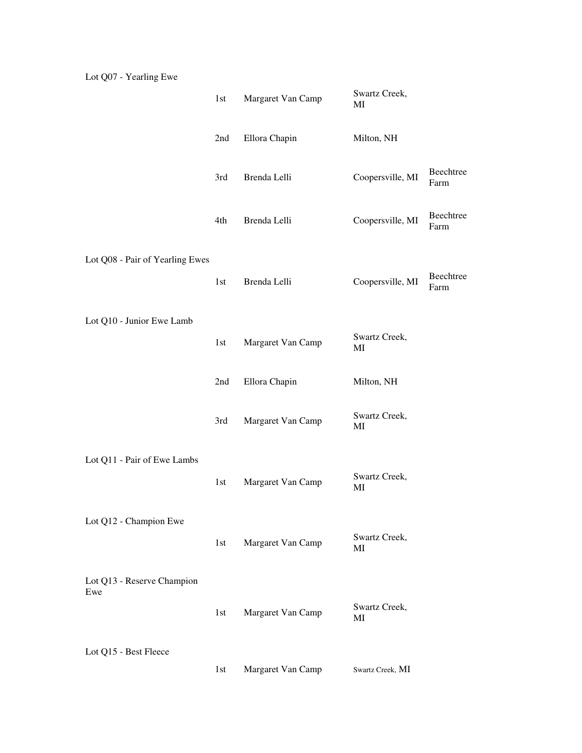Lot Q07 - Yearling Ewe

| | Place | Name | Location | Farm |
|---|---|---|---|---|
| | 1st | Margaret Van Camp | Swartz Creek, MI | |
| | 2nd | Ellora Chapin | Milton, NH | |
| | 3rd | Brenda Lelli | Coopersville, MI | Beechtree Farm |
| | 4th | Brenda Lelli | Coopersville, MI | Beechtree Farm |

Lot Q08 - Pair of Yearling Ewes

| | Place | Name | Location | Farm |
|---|---|---|---|---|
| | 1st | Brenda Lelli | Coopersville, MI | Beechtree Farm |

Lot Q10 - Junior Ewe Lamb

| | Place | Name | Location | Farm |
|---|---|---|---|---|
| | 1st | Margaret Van Camp | Swartz Creek, MI | |
| | 2nd | Ellora Chapin | Milton, NH | |
| | 3rd | Margaret Van Camp | Swartz Creek, MI | |

Lot Q11 - Pair of Ewe Lambs

| | Place | Name | Location | Farm |
|---|---|---|---|---|
| | 1st | Margaret Van Camp | Swartz Creek, MI | |

Lot Q12 - Champion Ewe

| | Place | Name | Location | Farm |
|---|---|---|---|---|
| | 1st | Margaret Van Camp | Swartz Creek, MI | |

Lot Q13 - Reserve Champion Ewe

| | Place | Name | Location | Farm |
|---|---|---|---|---|
| | 1st | Margaret Van Camp | Swartz Creek, MI | |

Lot Q15 - Best Fleece

| | Place | Name | Location | Farm |
|---|---|---|---|---|
| | 1st | Margaret Van Camp | Swartz Creek, MI | |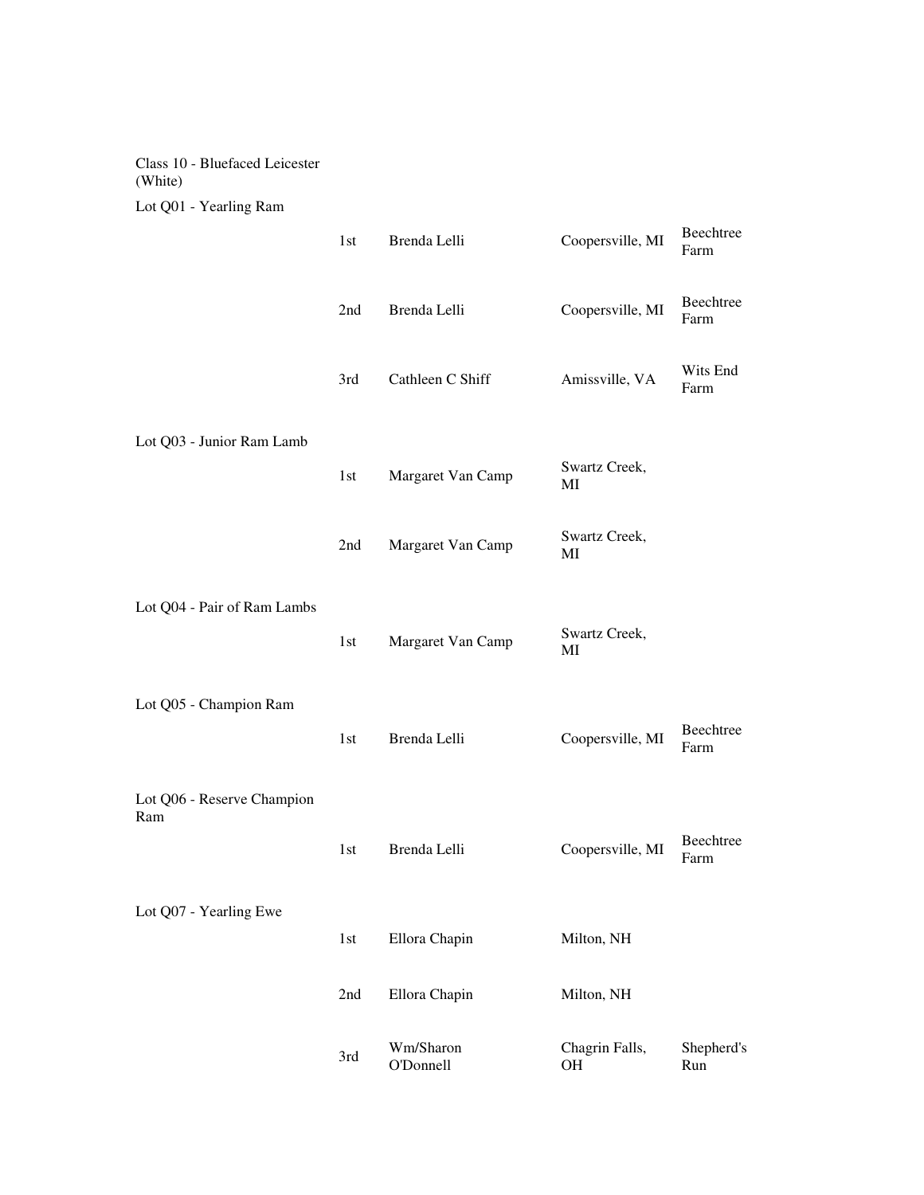Class 10 - Bluefaced Leicester (White)

Lot Q01 - Yearling Ram

| | | | | |
|---|---|---|---|---|
| | 1st | Brenda Lelli | Coopersville, MI | Beechtree Farm |
| | 2nd | Brenda Lelli | Coopersville, MI | Beechtree Farm |
| | 3rd | Cathleen C Shiff | Amissville, VA | Wits End Farm |

Lot Q03 - Junior Ram Lamb

| | | | | |
|---|---|---|---|---|
| | 1st | Margaret Van Camp | Swartz Creek, MI | |
| | 2nd | Margaret Van Camp | Swartz Creek, MI | |

Lot Q04 - Pair of Ram Lambs

| | | | | |
|---|---|---|---|---|
| | 1st | Margaret Van Camp | Swartz Creek, MI | |

Lot Q05 - Champion Ram

| | | | | |
|---|---|---|---|---|
| | 1st | Brenda Lelli | Coopersville, MI | Beechtree Farm |

Lot Q06 - Reserve Champion Ram

| | | | | |
|---|---|---|---|---|
| | 1st | Brenda Lelli | Coopersville, MI | Beechtree Farm |

Lot Q07 - Yearling Ewe

| | | | | |
|---|---|---|---|---|
| | 1st | Ellora Chapin | Milton, NH | |
| | 2nd | Ellora Chapin | Milton, NH | |
| | 3rd | Wm/Sharon O'Donnell | Chagrin Falls, OH | Shepherd's Run |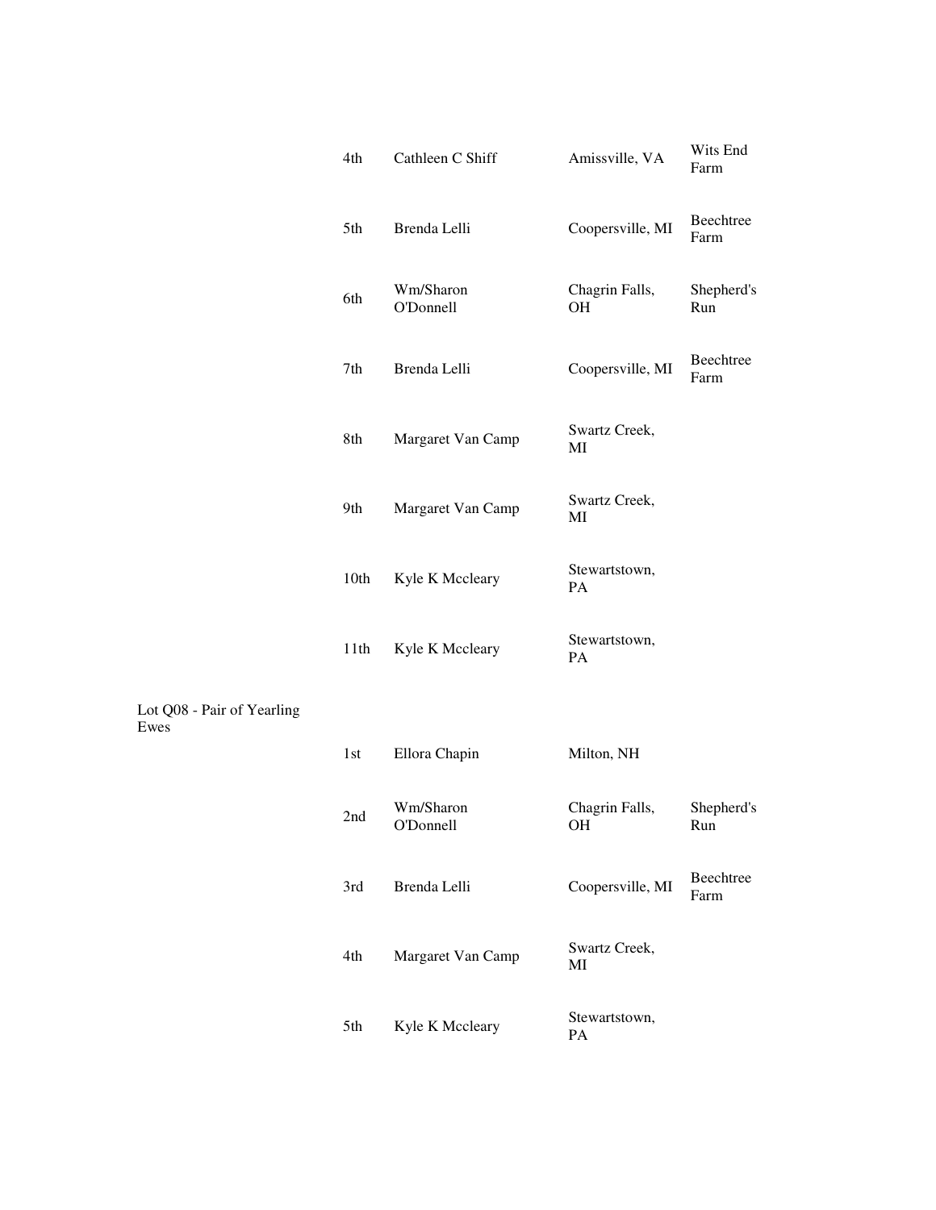| | Place | Name | Location | Farm |
|---|---|---|---|---|
| | 4th | Cathleen C Shiff | Amissville, VA | Wits End Farm |
| | 5th | Brenda Lelli | Coopersville, MI | Beechtree Farm |
| | 6th | Wm/Sharon O'Donnell | Chagrin Falls, OH | Shepherd's Run |
| | 7th | Brenda Lelli | Coopersville, MI | Beechtree Farm |
| | 8th | Margaret Van Camp | Swartz Creek, MI | |
| | 9th | Margaret Van Camp | Swartz Creek, MI | |
| | 10th | Kyle K Mccleary | Stewartstown, PA | |
| | 11th | Kyle K Mccleary | Stewartstown, PA | |
| Lot Q08 - Pair of Yearling Ewes | | | | |
| | 1st | Ellora Chapin | Milton, NH | |
| | 2nd | Wm/Sharon O'Donnell | Chagrin Falls, OH | Shepherd's Run |
| | 3rd | Brenda Lelli | Coopersville, MI | Beechtree Farm |
| | 4th | Margaret Van Camp | Swartz Creek, MI | |
| | 5th | Kyle K Mccleary | Stewartstown, PA | |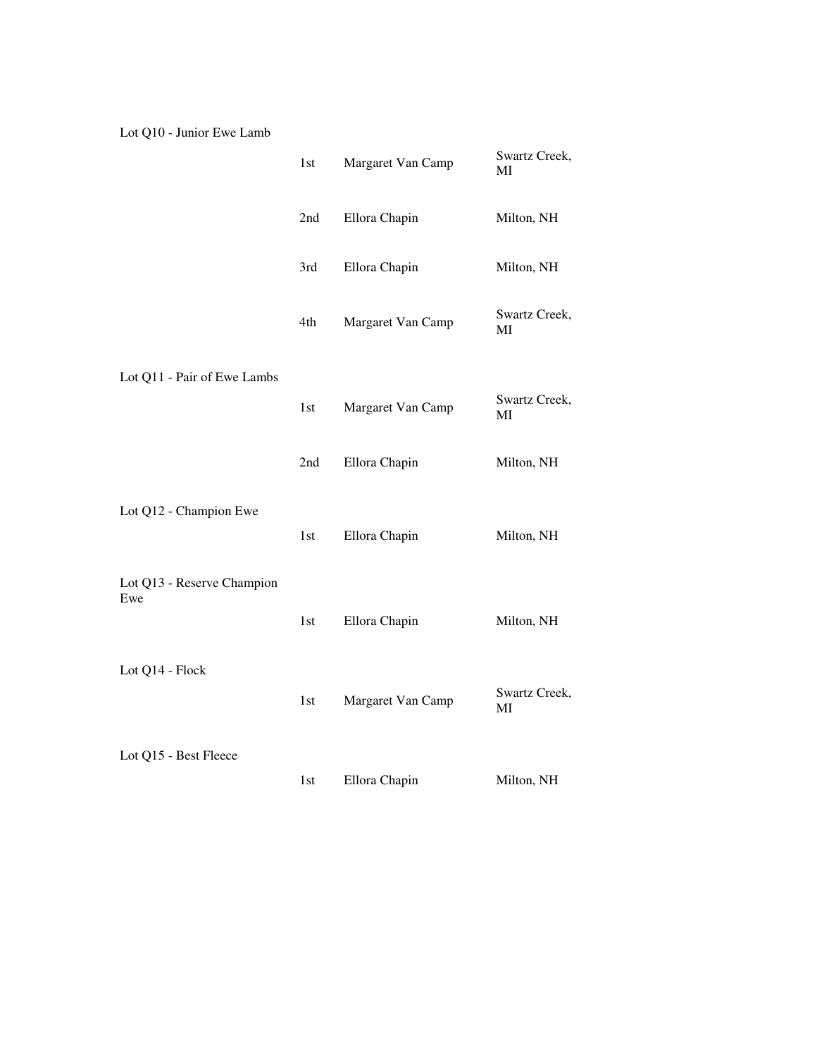Lot Q10 - Junior Ewe Lamb

| | | | |
|---|---|---|---|
| | 1st | Margaret Van Camp | Swartz Creek, MI |
| | 2nd | Ellora Chapin | Milton, NH |
| | 3rd | Ellora Chapin | Milton, NH |
| | 4th | Margaret Van Camp | Swartz Creek, MI |

Lot Q11 - Pair of Ewe Lambs

| | | | |
|---|---|---|---|
| | 1st | Margaret Van Camp | Swartz Creek, MI |
| | 2nd | Ellora Chapin | Milton, NH |

Lot Q12 - Champion Ewe

| | | | |
|---|---|---|---|
| | 1st | Ellora Chapin | Milton, NH |

Lot Q13 - Reserve Champion Ewe

| | | | |
|---|---|---|---|
| | 1st | Ellora Chapin | Milton, NH |

Lot Q14 - Flock

| | | | |
|---|---|---|---|
| | 1st | Margaret Van Camp | Swartz Creek, MI |

Lot Q15 - Best Fleece

| | | | |
|---|---|---|---|
| | 1st | Ellora Chapin | Milton, NH |